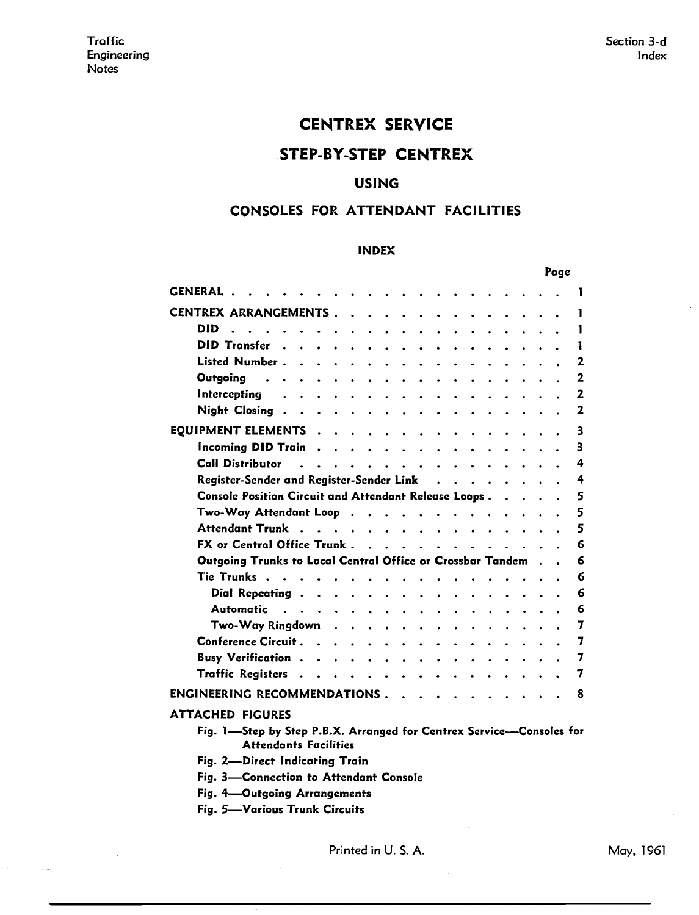# CENTREX SERVICE

## STEP-BY-STEP CENTREX

## USING

## CONSOLES FOR ATTENDANT FACILITIES

### INDEX

| | Page |
|---|---|
| **GENERAL** | 1 |
| **CENTREX ARRANGEMENTS** | 1 |
| DID | 1 |
| DID Transfer | 1 |
| Listed Number | 2 |
| Outgoing | 2 |
| Intercepting | 2 |
| Night Closing | 2 |
| **EQUIPMENT ELEMENTS** | 3 |
| Incoming DID Train | 3 |
| Call Distributor | 4 |
| Register-Sender and Register-Sender Link | 4 |
| Console Position Circuit and Attendant Release Loops | 5 |
| Two-Way Attendant Loop | 5 |
| Attendant Trunk | 5 |
| FX or Central Office Trunk | 6 |
| Outgoing Trunks to Local Central Office or Crossbar Tandem | 6 |
| Tie Trunks | 6 |
| Dial Repeating | 6 |
| Automatic | 6 |
| Two-Way Ringdown | 7 |
| Conference Circuit | 7 |
| Busy Verification | 7 |
| Traffic Registers | 7 |
| **ENGINEERING RECOMMENDATIONS** | 8 |

**ATTACHED FIGURES**

- Fig. 1—Step by Step P.B.X. Arranged for Centrex Service—Consoles for Attendants Facilities
- Fig. 2—Direct Indicating Train
- Fig. 3—Connection to Attendant Console
- Fig. 4—Outgoing Arrangements
- Fig. 5—Various Trunk Circuits

Printed in U. S. A.

May, 1961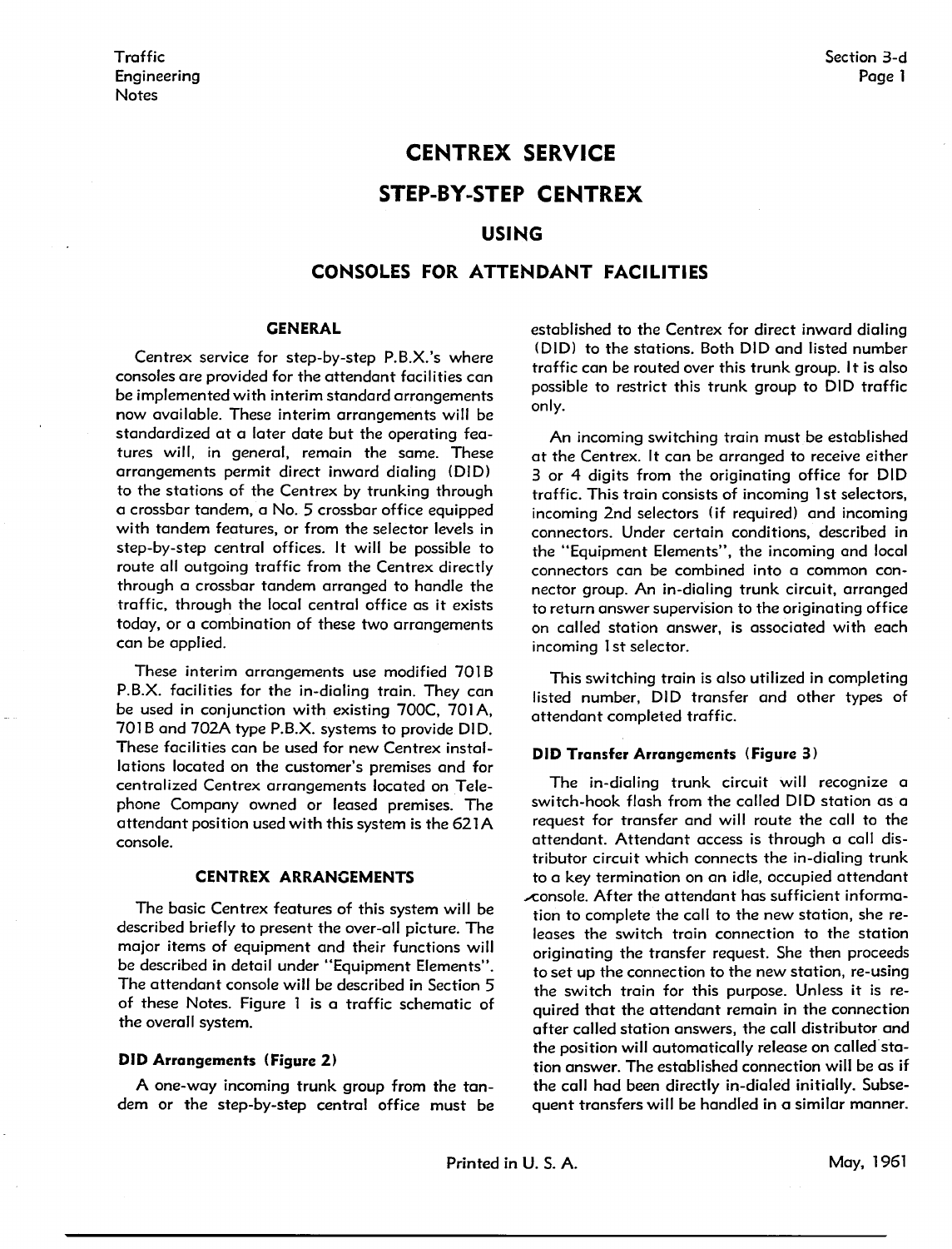# CENTREX SERVICE

## STEP-BY-STEP CENTREX

## USING

## CONSOLES FOR ATTENDANT FACILITIES

### GENERAL

Centrex service for step-by-step P.B.X.'s where consoles are provided for the attendant facilities can be implemented with interim standard arrangements now available. These interim arrangements will be standardized at a later date but the operating features will, in general, remain the same. These arrangements permit direct inward dialing (DID) to the stations of the Centrex by trunking through a crossbar tandem, a No. 5 crossbar office equipped with tandem features, or from the selector levels in step-by-step central offices. It will be possible to route all outgoing traffic from the Centrex directly through a crossbar tandem arranged to handle the traffic, through the local central office as it exists today, or a combination of these two arrangements can be applied.

These interim arrangements use modified 701B P.B.X. facilities for the in-dialing train. They can be used in conjunction with existing 700C, 701A, 701B and 702A type P.B.X. systems to provide DID. These facilities can be used for new Centrex installations located on the customer's premises and for centralized Centrex arrangements located on Telephone Company owned or leased premises. The attendant position used with this system is the 621A console.

### CENTREX ARRANGEMENTS

The basic Centrex features of this system will be described briefly to present the over-all picture. The major items of equipment and their functions will be described in detail under "Equipment Elements". The attendant console will be described in Section 5 of these Notes. Figure 1 is a traffic schematic of the overall system.

#### DID Arrangements (Figure 2)

A one-way incoming trunk group from the tandem or the step-by-step central office must be established to the Centrex for direct inward dialing (DID) to the stations. Both DID and listed number traffic can be routed over this trunk group. It is also possible to restrict this trunk group to DID traffic only.

An incoming switching train must be established at the Centrex. It can be arranged to receive either 3 or 4 digits from the originating office for DID traffic. This train consists of incoming 1st selectors, incoming 2nd selectors (if required) and incoming connectors. Under certain conditions, described in the "Equipment Elements", the incoming and local connectors can be combined into a common connector group. An in-dialing trunk circuit, arranged to return answer supervision to the originating office on called station answer, is associated with each incoming 1st selector.

This switching train is also utilized in completing listed number, DID transfer and other types of attendant completed traffic.

#### DID Transfer Arrangements (Figure 3)

The in-dialing trunk circuit will recognize a switch-hook flash from the called DID station as a request for transfer and will route the call to the attendant. Attendant access is through a call distributor circuit which connects the in-dialing trunk to a key termination on an idle, occupied attendant console. After the attendant has sufficient information to complete the call to the new station, she releases the switch train connection to the station originating the transfer request. She then proceeds to set up the connection to the new station, re-using the switch train for this purpose. Unless it is required that the attendant remain in the connection after called station answers, the call distributor and the position will automatically release on called station answer. The established connection will be as if the call had been directly in-dialed initially. Subsequent transfers will be handled in a similar manner.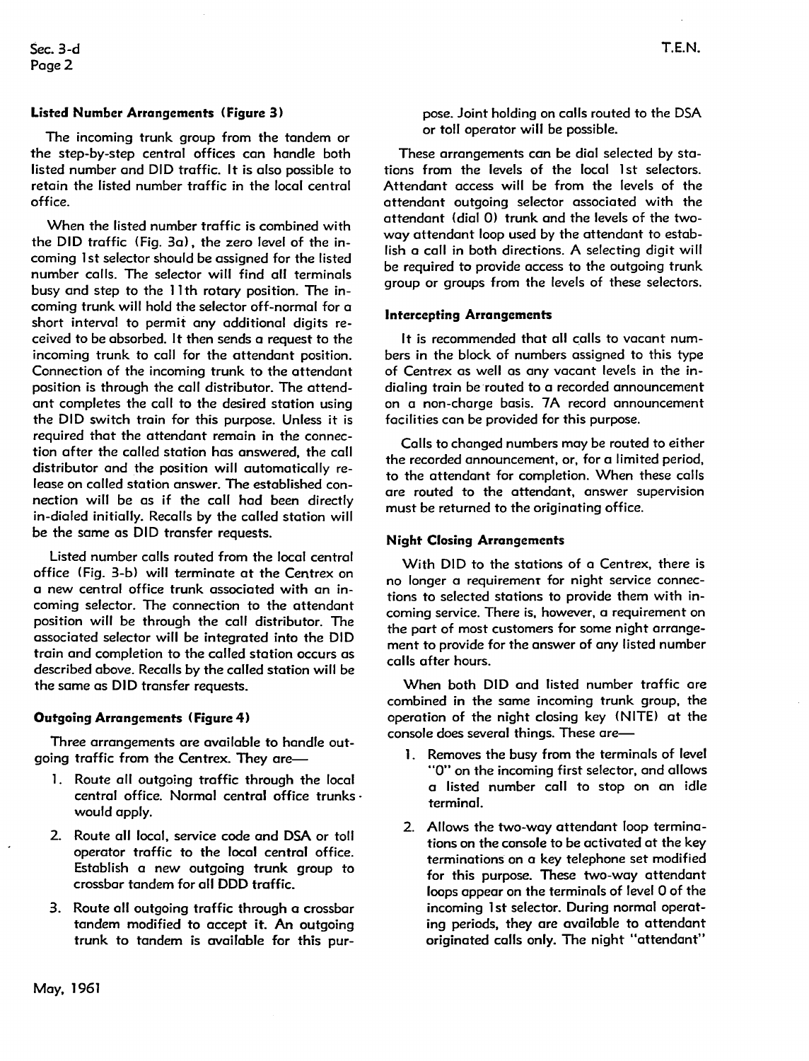### Listed Number Arrangements (Figure 3)

The incoming trunk group from the tandem or the step-by-step central offices can handle both listed number and DID traffic. It is also possible to retain the listed number traffic in the local central office.

When the listed number traffic is combined with the DID traffic (Fig. 3a), the zero level of the incoming 1st selector should be assigned for the listed number calls. The selector will find all terminals busy and step to the 11th rotary position. The incoming trunk will hold the selector off-normal for a short interval to permit any additional digits received to be absorbed. It then sends a request to the incoming trunk to call for the attendant position. Connection of the incoming trunk to the attendant position is through the call distributor. The attendant completes the call to the desired station using the DID switch train for this purpose. Unless it is required that the attendant remain in the connection after the called station has answered, the call distributor and the position will automatically release on called station answer. The established connection will be as if the call had been directly in-dialed initially. Recalls by the called station will be the same as DID transfer requests.

Listed number calls routed from the local central office (Fig. 3-b) will terminate at the Centrex on a new central office trunk associated with an incoming selector. The connection to the attendant position will be through the call distributor. The associated selector will be integrated into the DID train and completion to the called station occurs as described above. Recalls by the called station will be the same as DID transfer requests.

### Outgoing Arrangements (Figure 4)

Three arrangements are available to handle outgoing traffic from the Centrex. They are—

1. Route all outgoing traffic through the local central office. Normal central office trunks would apply.
2. Route all local, service code and DSA or toll operator traffic to the local central office. Establish a new outgoing trunk group to crossbar tandem for all DDD traffic.
3. Route all outgoing traffic through a crossbar tandem modified to accept it. An outgoing trunk to tandem is available for this purpose. Joint holding on calls routed to the DSA or toll operator will be possible.

These arrangements can be dial selected by stations from the levels of the local 1st selectors. Attendant access will be from the levels of the attendant outgoing selector associated with the attendant (dial 0) trunk and the levels of the two-way attendant loop used by the attendant to establish a call in both directions. A selecting digit will be required to provide access to the outgoing trunk group or groups from the levels of these selectors.

### Intercepting Arrangements

It is recommended that all calls to vacant numbers in the block of numbers assigned to this type of Centrex as well as any vacant levels in the in-dialing train be routed to a recorded announcement on a non-charge basis. 7A record announcement facilities can be provided for this purpose.

Calls to changed numbers may be routed to either the recorded announcement, or, for a limited period, to the attendant for completion. When these calls are routed to the attendant, answer supervision must be returned to the originating office.

### Night Closing Arrangements

With DID to the stations of a Centrex, there is no longer a requirement for night service connections to selected stations to provide them with incoming service. There is, however, a requirement on the part of most customers for some night arrangement to provide for the answer of any listed number calls after hours.

When both DID and listed number traffic are combined in the same incoming trunk group, the operation of the night closing key (NITE) at the console does several things. These are—

1. Removes the busy from the terminals of level "0" on the incoming first selector, and allows a listed number call to stop on an idle terminal.
2. Allows the two-way attendant loop terminations on the console to be activated at the key terminations on a key telephone set modified for this purpose. These two-way attendant loops appear on the terminals of level 0 of the incoming 1st selector. During normal operating periods, they are available to attendant originated calls only. The night "attendant"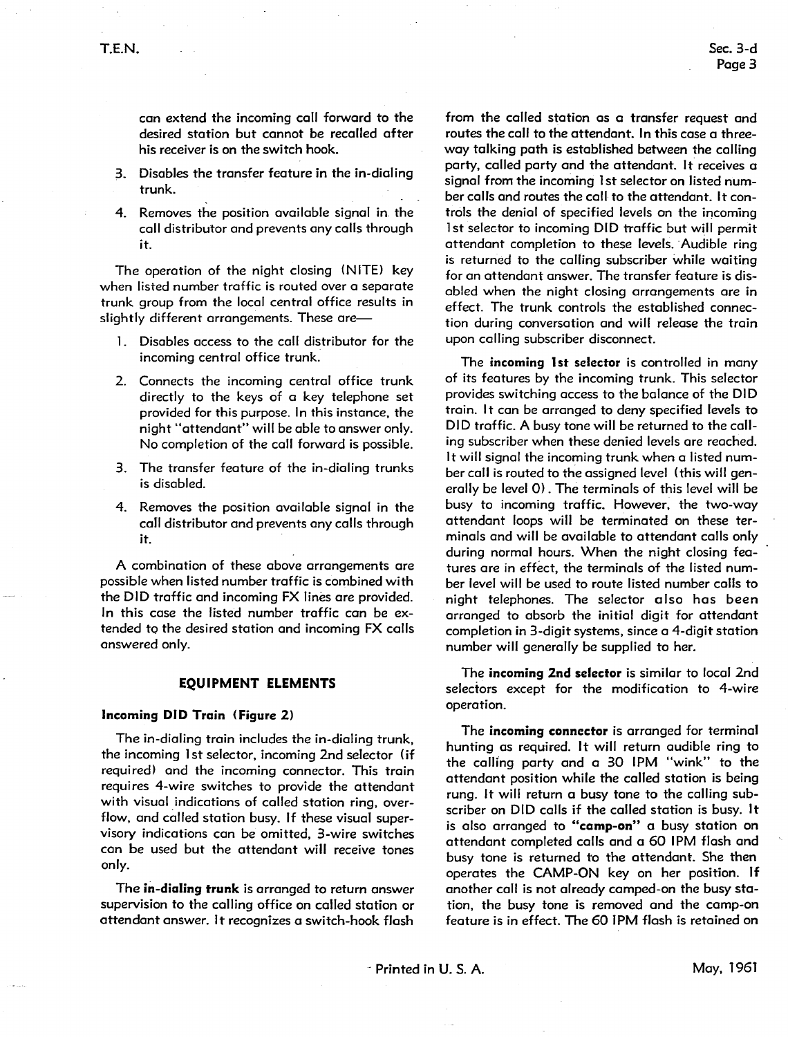can extend the incoming call forward to the desired station but cannot be recalled after his receiver is on the switch hook.

3. Disables the transfer feature in the in-dialing trunk.

4. Removes the position available signal in the call distributor and prevents any calls through it.

The operation of the night closing (NITE) key when listed number traffic is routed over a separate trunk group from the local central office results in slightly different arrangements. These are—

1. Disables access to the call distributor for the incoming central office trunk.

2. Connects the incoming central office trunk directly to the keys of a key telephone set provided for this purpose. In this instance, the night "attendant" will be able to answer only. No completion of the call forward is possible.

3. The transfer feature of the in-dialing trunks is disabled.

4. Removes the position available signal in the call distributor and prevents any calls through it.

A combination of these above arrangements are possible when listed number traffic is combined with the DID traffic and incoming FX lines are provided. In this case the listed number traffic can be extended to the desired station and incoming FX calls answered only.

## EQUIPMENT ELEMENTS

### Incoming DID Train (Figure 2)

The in-dialing train includes the in-dialing trunk, the incoming 1st selector, incoming 2nd selector (if required) and the incoming connector. This train requires 4-wire switches to provide the attendant with visual indications of called station ring, overflow, and called station busy. If these visual supervisory indications can be omitted, 3-wire switches can be used but the attendant will receive tones only.

The **in-dialing trunk** is arranged to return answer supervision to the calling office on called station or attendant answer. It recognizes a switch-hook flash from the called station as a transfer request and routes the call to the attendant. In this case a three-way talking path is established between the calling party, called party and the attendant. It receives a signal from the incoming 1st selector on listed number calls and routes the call to the attendant. It controls the denial of specified levels on the incoming 1st selector to incoming DID traffic but will permit attendant completion to these levels. Audible ring is returned to the calling subscriber while waiting for an attendant answer. The transfer feature is disabled when the night closing arrangements are in effect. The trunk controls the established connection during conversation and will release the train upon calling subscriber disconnect.

The **incoming 1st selector** is controlled in many of its features by the incoming trunk. This selector provides switching access to the balance of the DID train. It can be arranged to deny specified levels to DID traffic. A busy tone will be returned to the calling subscriber when these denied levels are reached. It will signal the incoming trunk when a listed number call is routed to the assigned level (this will generally be level 0). The terminals of this level will be busy to incoming traffic. However, the two-way attendant loops will be terminated on these terminals and will be available to attendant calls only during normal hours. When the night closing features are in effect, the terminals of the listed number level will be used to route listed number calls to night telephones. The selector also has been arranged to absorb the initial digit for attendant completion in 3-digit systems, since a 4-digit station number will generally be supplied to her.

The **incoming 2nd selector** is similar to local 2nd selectors except for the modification to 4-wire operation.

The **incoming connector** is arranged for terminal hunting as required. It will return audible ring to the calling party and a 30 IPM "wink" to the attendant position while the called station is being rung. It will return a busy tone to the calling subscriber on DID calls if the called station is busy. It is also arranged to **"camp-on"** a busy station on attendant completed calls and a 60 IPM flash and busy tone is returned to the attendant. She then operates the CAMP-ON key on her position. If another call is not already camped-on the busy station, the busy tone is removed and the camp-on feature is in effect. The 60 IPM flash is retained on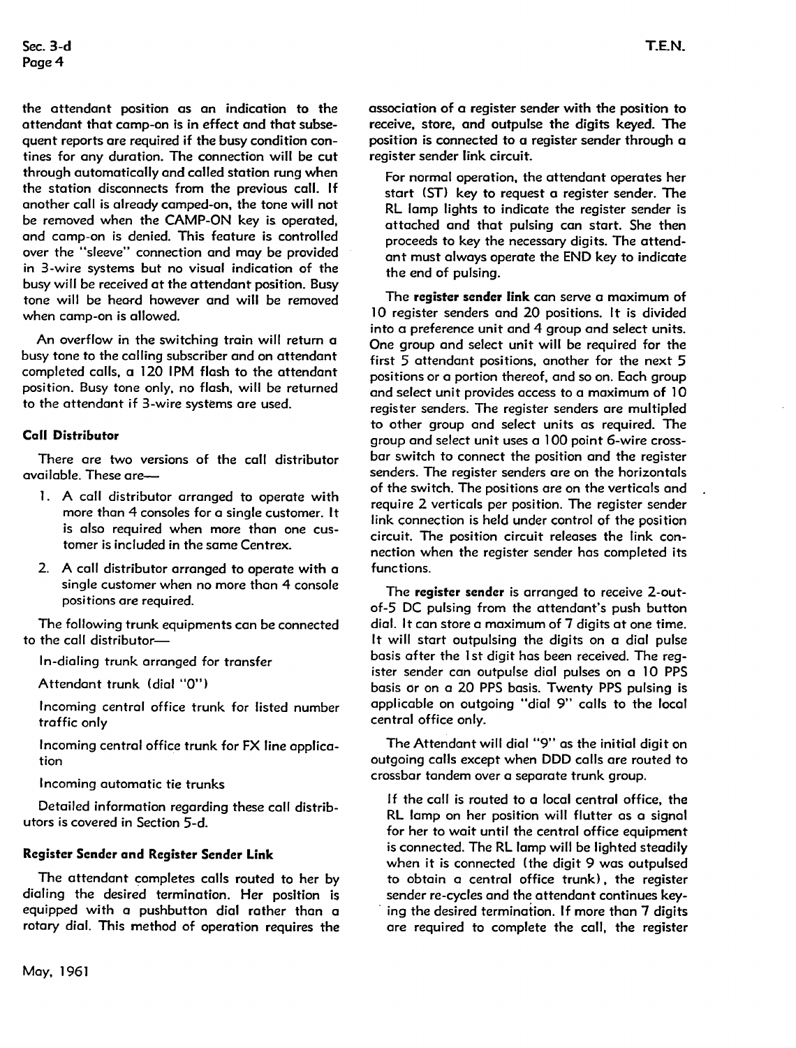the attendant position as an indication to the attendant that camp-on is in effect and that subsequent reports are required if the busy condition continues for any duration. The connection will be cut through automatically and called station rung when the station disconnects from the previous call. If another call is already camped-on, the tone will not be removed when the CAMP-ON key is operated, and camp-on is denied. This feature is controlled over the "sleeve" connection and may be provided in 3-wire systems but no visual indication of the busy will be received at the attendant position. Busy tone will be heard however and will be removed when camp-on is allowed.

An overflow in the switching train will return a busy tone to the calling subscriber and on attendant completed calls, a 120 IPM flash to the attendant position. Busy tone only, no flash, will be returned to the attendant if 3-wire systems are used.

### Call Distributor

There are two versions of the call distributor available. These are—

1. A call distributor arranged to operate with more than 4 consoles for a single customer. It is also required when more than one customer is included in the same Centrex.
2. A call distributor arranged to operate with a single customer when no more than 4 console positions are required.

The following trunk equipments can be connected to the call distributor—

In-dialing trunk arranged for transfer

Attendant trunk (dial "0")

Incoming central office trunk for listed number traffic only

Incoming central office trunk for FX line application

Incoming automatic tie trunks

Detailed information regarding these call distributors is covered in Section 5-d.

### Register Sender and Register Sender Link

The attendant completes calls routed to her by dialing the desired termination. Her position is equipped with a pushbutton dial rather than a rotary dial. This method of operation requires the association of a register sender with the position to receive, store, and outpulse the digits keyed. The position is connected to a register sender through a register sender link circuit.

For normal operation, the attendant operates her start (ST) key to request a register sender. The RL lamp lights to indicate the register sender is attached and that pulsing can start. She then proceeds to key the necessary digits. The attendant must always operate the END key to indicate the end of pulsing.

The **register sender link** can serve a maximum of 10 register senders and 20 positions. It is divided into a preference unit and 4 group and select units. One group and select unit will be required for the first 5 attendant positions, another for the next 5 positions or a portion thereof, and so on. Each group and select unit provides access to a maximum of 10 register senders. The register senders are multipled to other group and select units as required. The group and select unit uses a 100 point 6-wire crossbar switch to connect the position and the register senders. The register senders are on the horizontals of the switch. The positions are on the verticals and require 2 verticals per position. The register sender link connection is held under control of the position circuit. The position circuit releases the link connection when the register sender has completed its functions.

The **register sender** is arranged to receive 2-out-of-5 DC pulsing from the attendant's push button dial. It can store a maximum of 7 digits at one time. It will start outpulsing the digits on a dial pulse basis after the 1st digit has been received. The register sender can outpulse dial pulses on a 10 PPS basis or on a 20 PPS basis. Twenty PPS pulsing is applicable on outgoing "dial 9" calls to the local central office only.

The Attendant will dial "9" as the initial digit on outgoing calls except when DDD calls are routed to crossbar tandem over a separate trunk group.

If the call is routed to a local central office, the RL lamp on her position will flutter as a signal for her to wait until the central office equipment is connected. The RL lamp will be lighted steadily when it is connected (the digit 9 was outpulsed to obtain a central office trunk), the register sender re-cycles and the attendant continues keying the desired termination. If more than 7 digits are required to complete the call, the register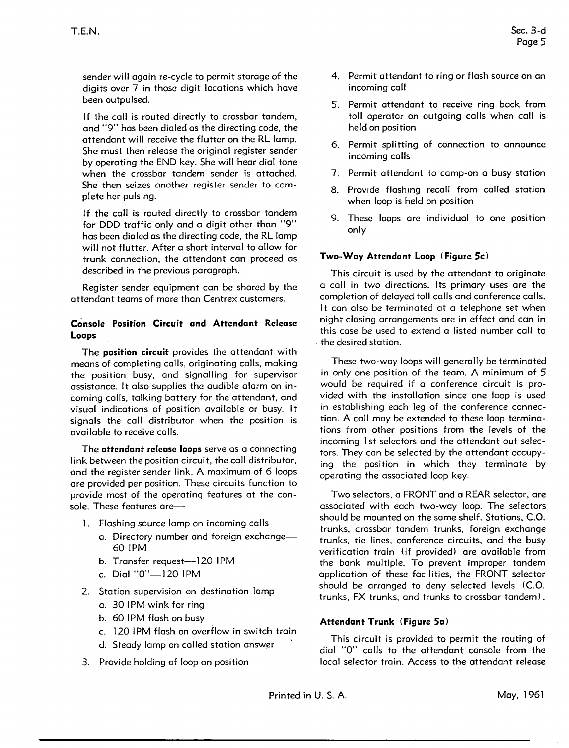sender will again re-cycle to permit storage of the digits over 7 in those digit locations which have been outpulsed.

If the call is routed directly to crossbar tandem, and "9" has been dialed as the directing code, the attendant will receive the flutter on the RL lamp. She must then release the original register sender by operating the END key. She will hear dial tone when the crossbar tandem sender is attached. She then seizes another register sender to complete her pulsing.

If the call is routed directly to crossbar tandem for DDD traffic only and a digit other than "9" has been dialed as the directing code, the RL lamp will not flutter. After a short interval to allow for trunk connection, the attendant can proceed as described in the previous paragraph.

Register sender equipment can be shared by the attendant teams of more than Centrex customers.

### Console Position Circuit and Attendant Release Loops

The **position circuit** provides the attendant with means of completing calls, originating calls, making the position busy, and signalling for supervisor assistance. It also supplies the audible alarm on incoming calls, talking battery for the attendant, and visual indications of position available or busy. It signals the call distributor when the position is available to receive calls.

The **attendant release loops** serve as a connecting link between the position circuit, the call distributor, and the register sender link. A maximum of 6 loops are provided per position. These circuits function to provide most of the operating features at the console. These features are—

1. Flashing source lamp on incoming calls
   a. Directory number and foreign exchange—60 IPM
   b. Transfer request—120 IPM
   c. Dial "0"—120 IPM
2. Station supervision on destination lamp
   a. 30 IPM wink for ring
   b. 60 IPM flash on busy
   c. 120 IPM flash on overflow in switch train
   d. Steady lamp on called station answer
3. Provide holding of loop on position
4. Permit attendant to ring or flash source on an incoming call
5. Permit attendant to receive ring back from toll operator on outgoing calls when call is held on position
6. Permit splitting of connection to announce incoming calls
7. Permit attendant to camp-on a busy station
8. Provide flashing recall from called station when loop is held on position
9. These loops are individual to one position only

### Two-Way Attendant Loop (Figure 5c)

This circuit is used by the attendant to originate a call in two directions. Its primary uses are the completion of delayed toll calls and conference calls. It can also be terminated at a telephone set when night closing arrangements are in effect and can in this case be used to extend a listed number call to the desired station.

These two-way loops will generally be terminated in only one position of the team. A minimum of 5 would be required if a conference circuit is provided with the installation since one loop is used in establishing each leg of the conference connection. A call may be extended to these loop terminations from other positions from the levels of the incoming 1st selectors and the attendant out selectors. They can be selected by the attendant occupying the position in which they terminate by operating the associated loop key.

Two selectors, a FRONT and a REAR selector, are associated with each two-way loop. The selectors should be mounted on the same shelf. Stations, C.O. trunks, crossbar tandem trunks, foreign exchange trunks, tie lines, conference circuits, and the busy verification train (if provided) are available from the bank multiple. To prevent improper tandem application of these facilities, the FRONT selector should be arranged to deny selected levels (C.O. trunks, FX trunks, and trunks to crossbar tandem).

### Attendant Trunk (Figure 5a)

This circuit is provided to permit the routing of dial "0" calls to the attendant console from the local selector train. Access to the attendant release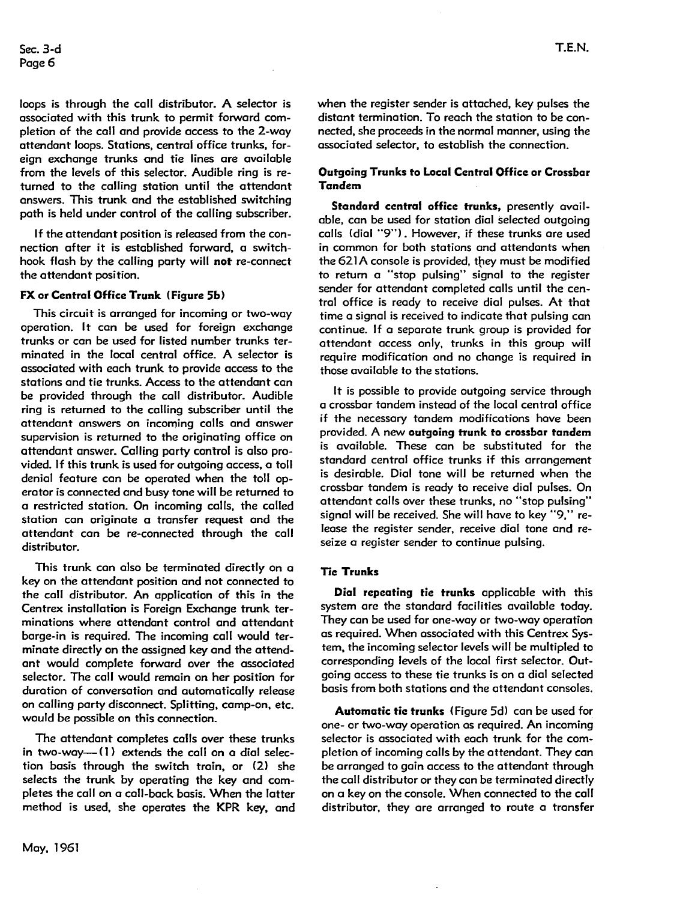loops is through the call distributor. A selector is associated with this trunk to permit forward completion of the call and provide access to the 2-way attendant loops. Stations, central office trunks, foreign exchange trunks and tie lines are available from the levels of this selector. Audible ring is returned to the calling station until the attendant answers. This trunk and the established switching path is held under control of the calling subscriber.

If the attendant position is released from the connection after it is established forward, a switchhook flash by the calling party will **not** re-connect the attendant position.

### FX or Central Office Trunk (Figure 5b)

This circuit is arranged for incoming or two-way operation. It can be used for foreign exchange trunks or can be used for listed number trunks terminated in the local central office. A selector is associated with each trunk to provide access to the stations and tie trunks. Access to the attendant can be provided through the call distributor. Audible ring is returned to the calling subscriber until the attendant answers on incoming calls and answer supervision is returned to the originating office on attendant answer. Calling party control is also provided. If this trunk is used for outgoing access, a toll denial feature can be operated when the toll operator is connected and busy tone will be returned to a restricted station. On incoming calls, the called station can originate a transfer request and the attendant can be re-connected through the call distributor.

This trunk can also be terminated directly on a key on the attendant position and not connected to the call distributor. An application of this in the Centrex installation is Foreign Exchange trunk terminations where attendant control and attendant barge-in is required. The incoming call would terminate directly on the assigned key and the attendant would complete forward over the associated selector. The call would remain on her position for duration of conversation and automatically release on calling party disconnect. Splitting, camp-on, etc. would be possible on this connection.

The attendant completes calls over these trunks in two-way—(1) extends the call on a dial selection basis through the switch train, or (2) she selects the trunk by operating the key and completes the call on a call-back basis. When the latter method is used, she operates the KPR key, and when the register sender is attached, key pulses the distant termination. To reach the station to be connected, she proceeds in the normal manner, using the associated selector, to establish the connection.

### Outgoing Trunks to Local Central Office or Crossbar Tandem

**Standard central office trunks,** presently available, can be used for station dial selected outgoing calls (dial "9"). However, if these trunks are used in common for both stations and attendants when the 621A console is provided, they must be modified to return a "stop pulsing" signal to the register sender for attendant completed calls until the central office is ready to receive dial pulses. At that time a signal is received to indicate that pulsing can continue. If a separate trunk group is provided for attendant access only, trunks in this group will require modification and no change is required in those available to the stations.

It is possible to provide outgoing service through a crossbar tandem instead of the local central office if the necessary tandem modifications have been provided. A new **outgoing trunk to crossbar tandem** is available. These can be substituted for the standard central office trunks if this arrangement is desirable. Dial tone will be returned when the crossbar tandem is ready to receive dial pulses. On attendant calls over these trunks, no "stop pulsing" signal will be received. She will have to key "9," release the register sender, receive dial tone and re-seize a register sender to continue pulsing.

### Tie Trunks

**Dial repeating tie trunks** applicable with this system are the standard facilities available today. They can be used for one-way or two-way operation as required. When associated with this Centrex System, the incoming selector levels will be multipled to corresponding levels of the local first selector. Outgoing access to these tie trunks is on a dial selected basis from both stations and the attendant consoles.

**Automatic tie trunks** (Figure 5d) can be used for one- or two-way operation as required. An incoming selector is associated with each trunk for the completion of incoming calls by the attendant. They can be arranged to gain access to the attendant through the call distributor or they can be terminated directly on a key on the console. When connected to the call distributor, they are arranged to route a transfer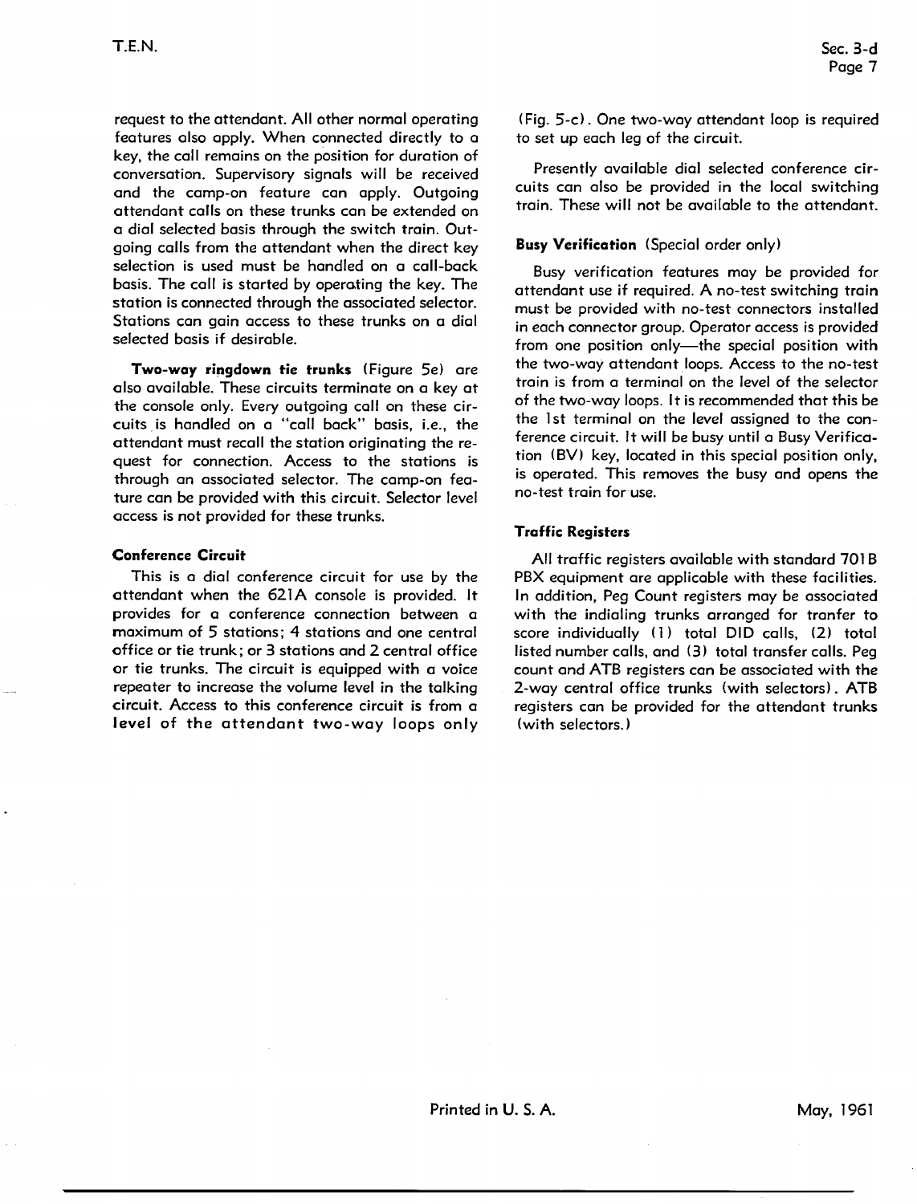request to the attendant. All other normal operating features also apply. When connected directly to a key, the call remains on the position for duration of conversation. Supervisory signals will be received and the camp-on feature can apply. Outgoing attendant calls on these trunks can be extended on a dial selected basis through the switch train. Outgoing calls from the attendant when the direct key selection is used must be handled on a call-back basis. The call is started by operating the key. The station is connected through the associated selector. Stations can gain access to these trunks on a dial selected basis if desirable.

**Two-way ringdown tie trunks** (Figure 5e) are also available. These circuits terminate on a key at the console only. Every outgoing call on these circuits is handled on a "call back" basis, i.e., the attendant must recall the station originating the request for connection. Access to the stations is through an associated selector. The camp-on feature can be provided with this circuit. Selector level access is not provided for these trunks.

### Conference Circuit

This is a dial conference circuit for use by the attendant when the 621A console is provided. It provides for a conference connection between a maximum of 5 stations; 4 stations and one central office or tie trunk; or 3 stations and 2 central office or tie trunks. The circuit is equipped with a voice repeater to increase the volume level in the talking circuit. Access to this conference circuit is from a level of the attendant two-way loops only (Fig. 5-c). One two-way attendant loop is required to set up each leg of the circuit.

Presently available dial selected conference circuits can also be provided in the local switching train. These will not be available to the attendant.

### Busy Verification (Special order only)

Busy verification features may be provided for attendant use if required. A no-test switching train must be provided with no-test connectors installed in each connector group. Operator access is provided from one position only—the special position with the two-way attendant loops. Access to the no-test train is from a terminal on the level of the selector of the two-way loops. It is recommended that this be the 1st terminal on the level assigned to the conference circuit. It will be busy until a Busy Verification (BV) key, located in this special position only, is operated. This removes the busy and opens the no-test train for use.

### Traffic Registers

All traffic registers available with standard 701B PBX equipment are applicable with these facilities. In addition, Peg Count registers may be associated with the indialing trunks arranged for tranfer to score individually (1) total DID calls, (2) total listed number calls, and (3) total transfer calls. Peg count and ATB registers can be associated with the 2-way central office trunks (with selectors). ATB registers can be provided for the attendant trunks (with selectors.)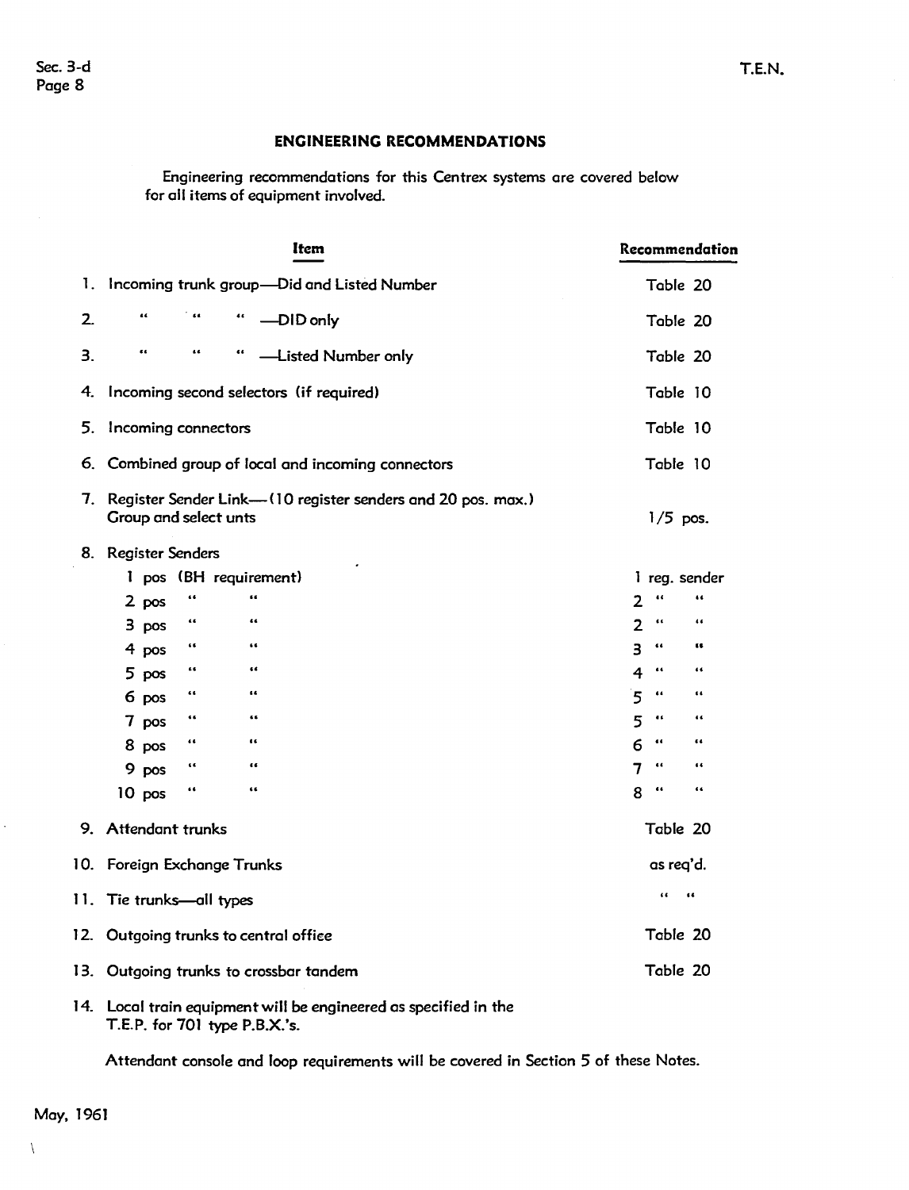## ENGINEERING RECOMMENDATIONS

Engineering recommendations for this Centrex systems are covered below for all items of equipment involved.

| | Item | Recommendation |
|---|---|---|
| 1. | Incoming trunk group—Did and Listed Number | Table 20 |
| 2. | " " " —DID only | Table 20 |
| 3. | " " " —Listed Number only | Table 20 |
| 4. | Incoming second selectors (if required) | Table 10 |
| 5. | Incoming connectors | Table 10 |
| 6. | Combined group of local and incoming connectors | Table 10 |
| 7. | Register Sender Link—(10 register senders and 20 pos. max.) Group and select unts | 1/5 pos. |
| 8. | Register Senders | |
| | 1 pos (BH requirement) | 1 reg. sender |
| | 2 pos " " | 2 " " |
| | 3 pos " " | 2 " " |
| | 4 pos " " | 3 " " |
| | 5 pos " " | 4 " " |
| | 6 pos " " | 5 " " |
| | 7 pos " " | 5 " " |
| | 8 pos " " | 6 " " |
| | 9 pos " " | 7 " " |
| | 10 pos " " | 8 " " |
| 9. | Attendant trunks | Table 20 |
| 10. | Foreign Exchange Trunks | as req'd. |
| 11. | Tie trunks—all types | " " |
| 12. | Outgoing trunks to central office | Table 20 |
| 13. | Outgoing trunks to crossbar tandem | Table 20 |
| 14. | Local train equipment will be engineered as specified in the T.E.P. for 701 type P.B.X.'s. | |

Attendant console and loop requirements will be covered in Section 5 of these Notes.

May, 1961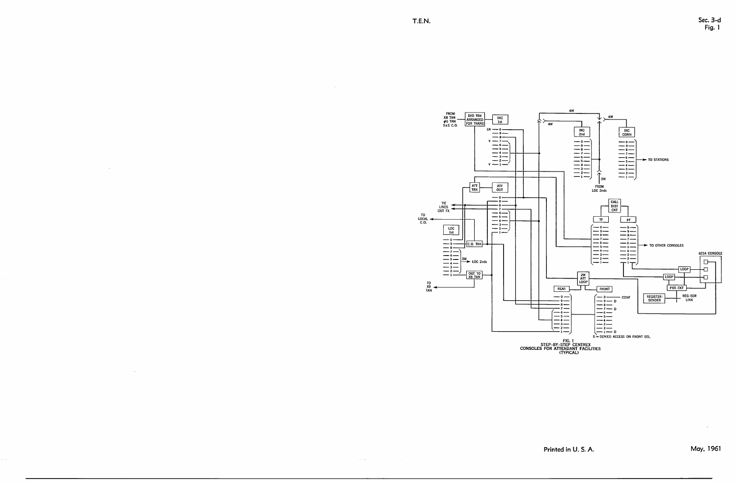FIG. 1
STEP-BY-STEP CENTREX
CONSOLES FOR ATTENDANT FACILITIES
(TYPICAL)

D = DENIED ACCESS ON FRONT SEL.

Printed in U. S. A.

May, 1961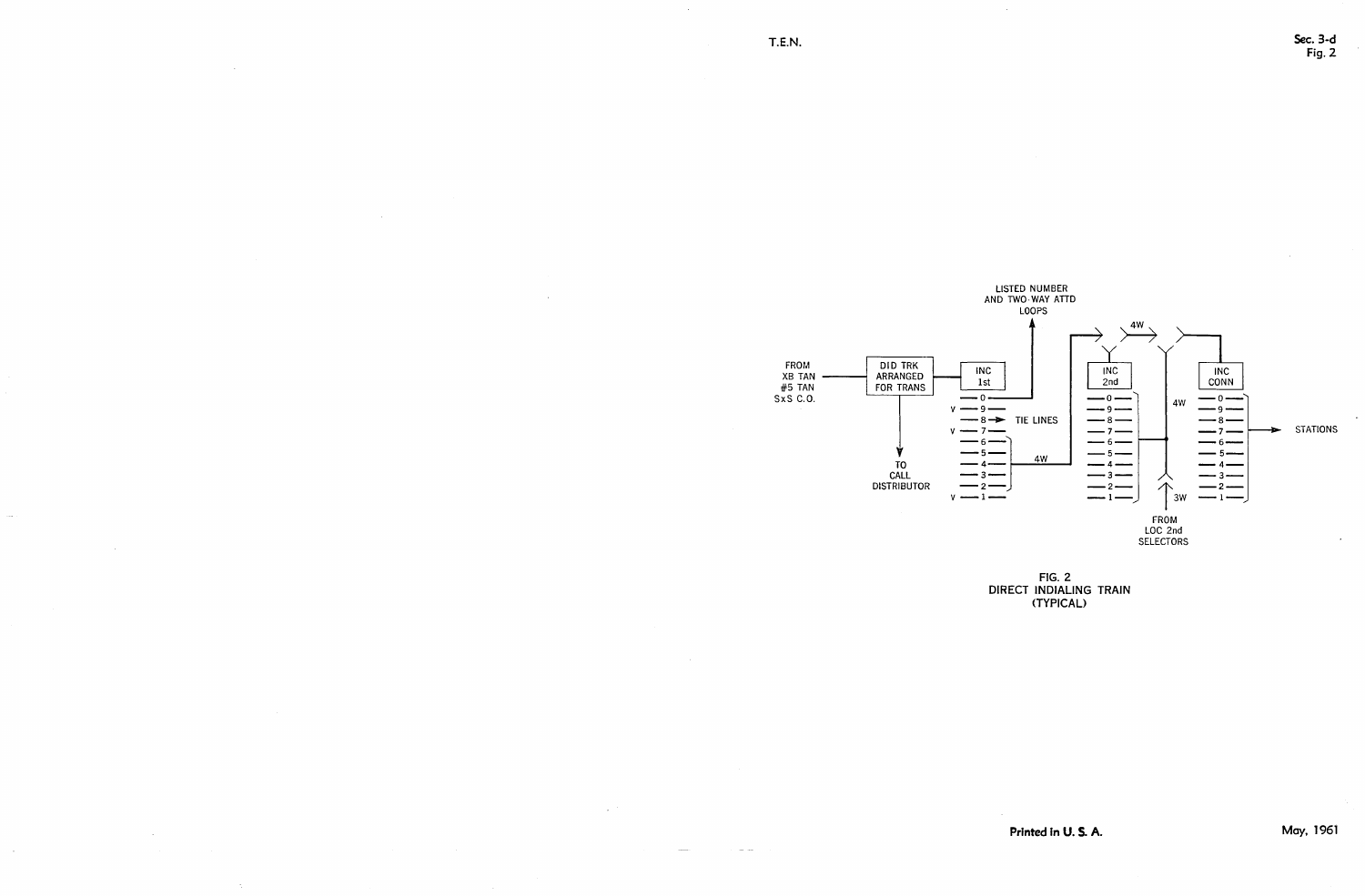FROM
XB TAN
#5 TAN
SxS C.O.

DID TRK ARRANGED FOR TRANS

TO CALL DISTRIBUTOR

INC 1st

LISTED NUMBER AND TWO-WAY ATTD LOOPS

TIE LINES

4W

INC 2nd

INC CONN

4W

3W

FROM LOC 2nd SELECTORS

STATIONS

FIG. 2
DIRECT INDIALING TRAIN
(TYPICAL)

Printed in U. S. A.

May, 1961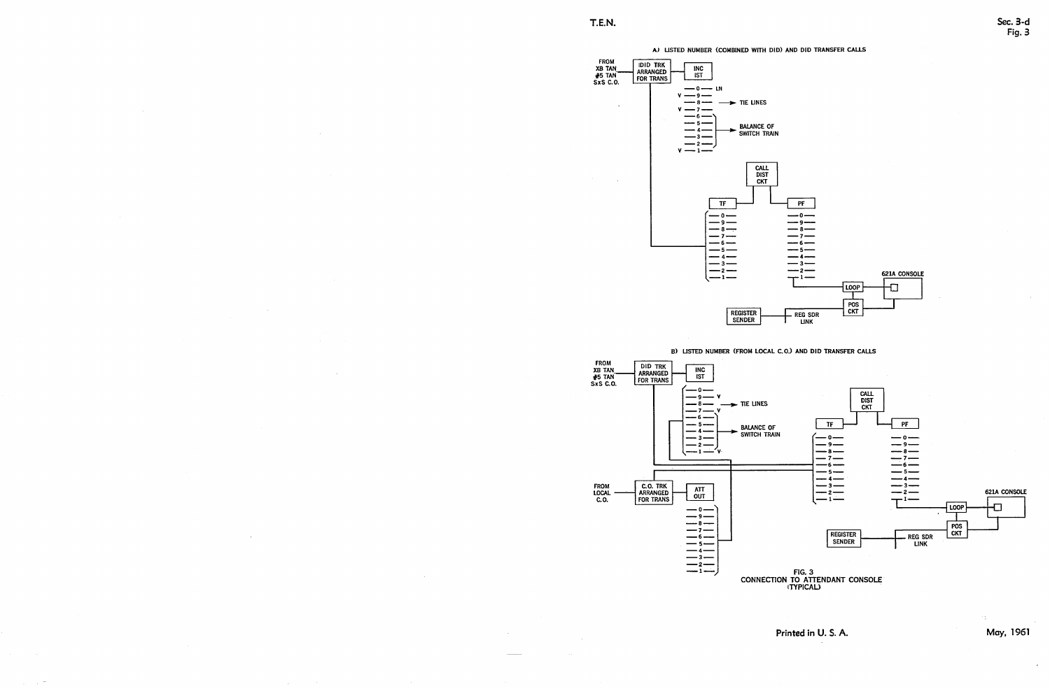A) LISTED NUMBER (COMBINED WITH DID) AND DID TRANSFER CALLS

FROM XB TAN #5 TAN SxS C.O.

DID TRK ARRANGED FOR TRANS

INC IST

0 LN
V 9
8 TIE LINES
V 7
6
5
4 BALANCE OF SWITCH TRAIN
3
2
V 1

CALL DIST CKT

TF

0
9
8
7
6
5
4
3
2
1

PF

0
9
8
7
6
5
4
3
2
1

621A CONSOLE

LOOP

POS CKT

REGISTER SENDER

REG SDR LINK

B) LISTED NUMBER (FROM LOCAL C.O.) AND DID TRANSFER CALLS

FROM XB TAN #5 TAN SxS C.O.

DID TRK ARRANGED FOR TRANS

INC IST

0
9 V
8 TIE LINES
7 V
6
5
4 BALANCE OF SWITCH TRAIN
3
2
1 V

CALL DIST CKT

TF

0
9
8
7
6
5
4
3
2
1

PF

0
9
8
7
6
5
4
3
2
1

621A CONSOLE

LOOP

POS CKT

REGISTER SENDER

REG SDR LINK

FROM LOCAL C.O.

C.O. TRK ARRANGED FOR TRANS

ATT OUT

0
9
8
7
6
5
4
3
2
1

FIG. 3
CONNECTION TO ATTENDANT CONSOLE
(TYPICAL)

Printed in U. S. A.

May, 1961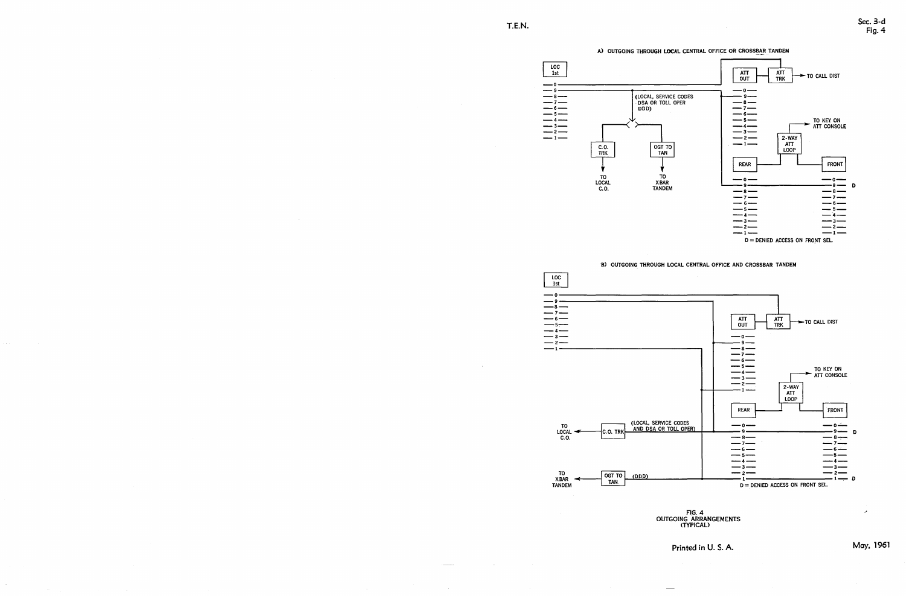A) OUTGOING THROUGH LOCAL CENTRAL OFFICE OR CROSSBAR TANDEM

LOC 1st

ATT OUT — ATT TRK — TO CALL DIST

(LOCAL, SERVICE CODES DSA OR TOLL OPER DDD)

C.O. TRK — TO LOCAL C.O.

OGT TO TAN — TO XBAR TANDEM

TO KEY ON ATT CONSOLE

2-WAY ATT LOOP

REAR — FRONT

D = DENIED ACCESS ON FRONT SEL.

B) OUTGOING THROUGH LOCAL CENTRAL OFFICE AND CROSSBAR TANDEM

LOC 1st

ATT OUT — ATT TRK — TO CALL DIST

TO KEY ON ATT CONSOLE

2-WAY ATT LOOP

REAR — FRONT

TO LOCAL C.O. — C.O. TRK (LOCAL, SERVICE CODES AND DSA OR TOLL OPER)

TO XBAR TANDEM — OGT TO TAN (DDD)

D = DENIED ACCESS ON FRONT SEL.

FIG. 4
OUTGOING ARRANGEMENTS
(TYPICAL)

Printed in U. S. A.

May, 1961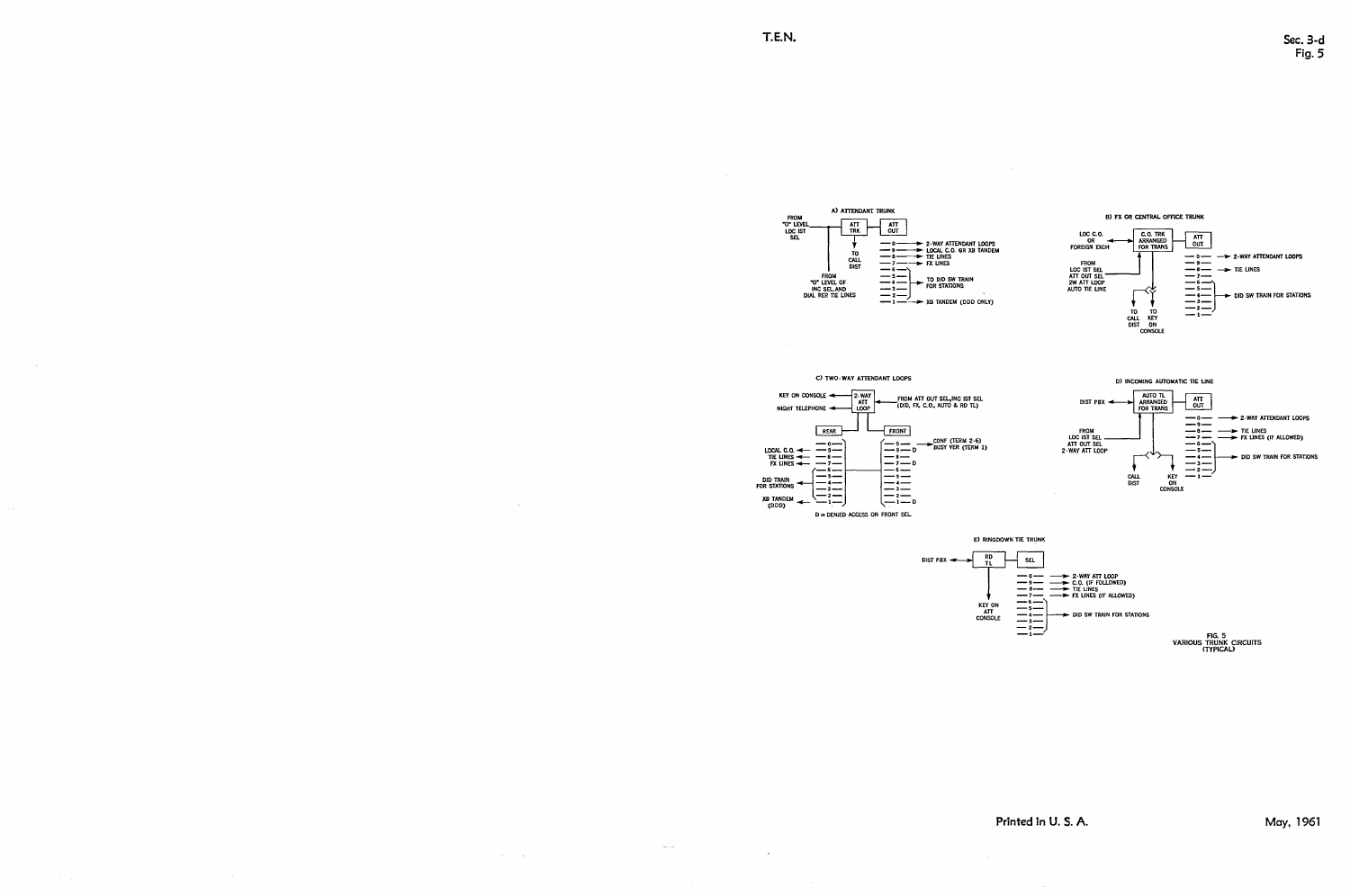A) ATTENDANT TRUNK

FROM "O" LEVEL LOC 1ST SEL

ATT TRK

ATT OUT

TO CALL DIST

FROM "O" LEVEL OF INC SEL AND DIAL RPR TIE LINES

0 — 2-WAY ATTENDANT LOOPS
9 — LOCAL C.O. OR XB TANDEM
8 — TIE LINES
7 — FX LINES
6, 5, 4, 3, 2 — TO DID SW TRAIN FOR STATIONS
1 — XB TANDEM (DDD ONLY)

B) FX OR CENTRAL OFFICE TRUNK

LOC C.O. OR FOREIGN EXCH

C.O. TRK ARRANGED FOR TRANS

ATT OUT

FROM LOC 1ST SEL ATT OUT SEL 2W ATT LOOP AUTO TIE LINE

TO CALL DIST

TO KEY ON CONSOLE

0 — 2-WAY ATTENDANT LOOPS
9, 8 — TIE LINES
7, 6, 5, 4, 3, 2, 1 — DID SW TRAIN FOR STATIONS

C) TWO-WAY ATTENDANT LOOPS

KEY ON CONSOLE

NIGHT TELEPHONE

2-WAY ATT LOOP

FROM ATT OUT SEL, INC 1ST SEL (DID, FX, C.O., AUTO & RD TL)

REAR

FRONT

REAR: 9 — LOCAL C.O.; 8 — TIE LINES; 7 — FX LINES; 6, 5, 4, 3, 2 — DID TRAIN FOR STATIONS; 1 — XB TANDEM (DDD)

FRONT: 0 — CONF (TERM 2-6) BUSY VER (TERM 1); 9 — D; 7 — D; 1 — D

D = DENIED ACCESS ON FRONT SEL

D) INCOMING AUTOMATIC TIE LINE

DIST PBX

AUTO TL ARRANGED FOR TRANS

ATT OUT

FROM LOC 1ST SEL ATT OUT SEL 2-WAY ATT LOOP

CALL DIST

KEY ON CONSOLE

0 — 2-WAY ATTENDANT LOOPS
9, 8 — TIE LINES
7 — FX LINES (IF ALLOWED)
6, 5, 4, 3, 2, 1 — DID SW TRAIN FOR STATIONS

E) RINGDOWN TIE TRUNK

DIST PBX

RD TL

SEL

KEY ON ATT CONSOLE

0 — 2-WAY ATT LOOP
9 — C.O. (IF FOLLOWED)
8 — TIE LINES
7 — FX LINES (IF ALLOWED)
6, 5, 4, 3, 2, 1 — DID SW TRAIN FOR STATIONS

FIG. 5
VARIOUS TRUNK CIRCUITS
(TYPICAL)